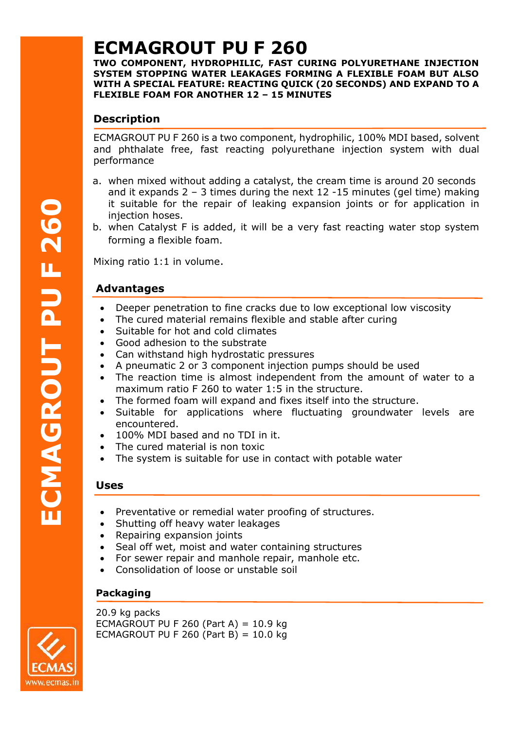# ECMAGROUT PU F 260

**TWO COMPONENT, HYDROPHILIC, FAST CURING POLYURETHANE INJECTION SYSTEM STOPPING WATER LEAKAGES FORMING A FLEXIBLE FOAM BUT ALSO WITH A SPECIAL FEATURE: REACTING QUICK (20 SECONDS) AND EXPAND TO A FLEXIBLE FOAM FOR ANOTHER 12 – 15 MINUTES**

## Description

ECMAGROUT PU F 260 is a two component, hydrophilic, 100% MDI based, solvent and phthalate free, fast reacting polyurethane injection system with dual performance

a. when mixed without adding a catalyst, the cream time is around 20 seconds and it expands 2 – 3 times during the next 12 -15 minutes (gel time) making it suitable for the repair of leaking expansion joints or for application in injection hoses.
b. when Catalyst F is added, it will be a very fast reacting water stop system forming a flexible foam.

Mixing ratio 1:1 in volume.

## Advantages

- Deeper penetration to fine cracks due to low exceptional low viscosity
- The cured material remains flexible and stable after curing
- Suitable for hot and cold climates
- Good adhesion to the substrate
- Can withstand high hydrostatic pressures
- A pneumatic 2 or 3 component injection pumps should be used
- The reaction time is almost independent from the amount of water to a maximum ratio F 260 to water 1:5 in the structure.
- The formed foam will expand and fixes itself into the structure.
- Suitable for applications where fluctuating groundwater levels are encountered.
- 100% MDI based and no TDI in it.
- The cured material is non toxic
- The system is suitable for use in contact with potable water

## Uses

- Preventative or remedial water proofing of structures.
- Shutting off heavy water leakages
- Repairing expansion joints
- Seal off wet, moist and water containing structures
- For sewer repair and manhole repair, manhole etc.
- Consolidation of loose or unstable soil

## Packaging

20.9 kg packs
ECMAGROUT PU F 260 (Part A) = 10.9 kg
ECMAGROUT PU F 260 (Part B) = 10.0 kg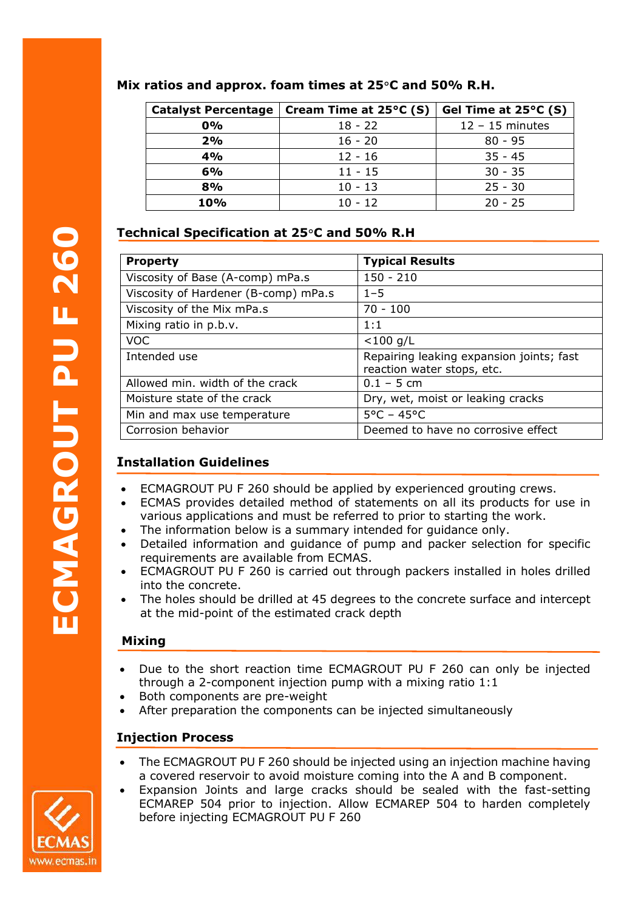**Mix ratios and approx. foam times at 25°C and 50% R.H.**

| Catalyst Percentage | Cream Time at 25°C (S) | Gel Time at 25°C (S) |
|---|---|---|
| **0%** | 18 - 22 | 12 – 15 minutes |
| **2%** | 16 - 20 | 80 - 95 |
| **4%** | 12 - 16 | 35 - 45 |
| **6%** | 11 - 15 | 30 - 35 |
| **8%** | 10 - 13 | 25 - 30 |
| **10%** | 10 - 12 | 20 - 25 |

## Technical Specification at 25°C and 50% R.H

| Property | Typical Results |
|---|---|
| Viscosity of Base (A-comp) mPa.s | 150 - 210 |
| Viscosity of Hardener (B-comp) mPa.s | 1–5 |
| Viscosity of the Mix mPa.s | 70 - 100 |
| Mixing ratio in p.b.v. | 1:1 |
| VOC | <100 g/L |
| Intended use | Repairing leaking expansion joints; fast reaction water stops, etc. |
| Allowed min. width of the crack | 0.1 – 5 cm |
| Moisture state of the crack | Dry, wet, moist or leaking cracks |
| Min and max use temperature | 5°C – 45°C |
| Corrosion behavior | Deemed to have no corrosive effect |

## Installation Guidelines

- ECMAGROUT PU F 260 should be applied by experienced grouting crews.
- ECMAS provides detailed method of statements on all its products for use in various applications and must be referred to prior to starting the work.
- The information below is a summary intended for guidance only.
- Detailed information and guidance of pump and packer selection for specific requirements are available from ECMAS.
- ECMAGROUT PU F 260 is carried out through packers installed in holes drilled into the concrete.
- The holes should be drilled at 45 degrees to the concrete surface and intercept at the mid-point of the estimated crack depth

## Mixing

- Due to the short reaction time ECMAGROUT PU F 260 can only be injected through a 2-component injection pump with a mixing ratio 1:1
- Both components are pre-weight
- After preparation the components can be injected simultaneously

## Injection Process

- The ECMAGROUT PU F 260 should be injected using an injection machine having a covered reservoir to avoid moisture coming into the A and B component.
- Expansion Joints and large cracks should be sealed with the fast-setting ECMAREP 504 prior to injection. Allow ECMAREP 504 to harden completely before injecting ECMAGROUT PU F 260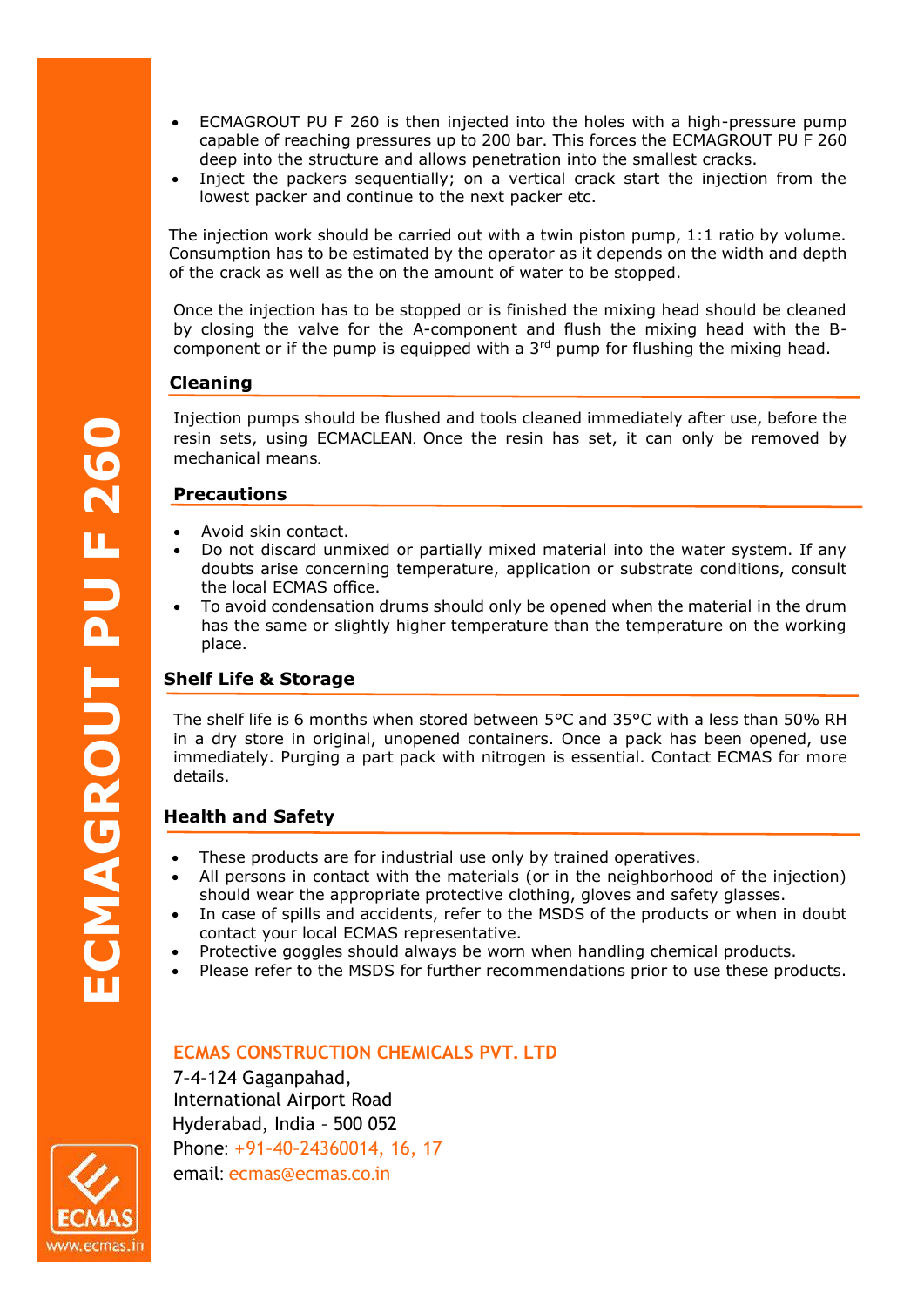- ECMAGROUT PU F 260 is then injected into the holes with a high-pressure pump capable of reaching pressures up to 200 bar. This forces the ECMAGROUT PU F 260 deep into the structure and allows penetration into the smallest cracks.
- Inject the packers sequentially; on a vertical crack start the injection from the lowest packer and continue to the next packer etc.

The injection work should be carried out with a twin piston pump, 1:1 ratio by volume. Consumption has to be estimated by the operator as it depends on the width and depth of the crack as well as the on the amount of water to be stopped.

Once the injection has to be stopped or is finished the mixing head should be cleaned by closing the valve for the A-component and flush the mixing head with the B-component or if the pump is equipped with a 3rd pump for flushing the mixing head.

## Cleaning

Injection pumps should be flushed and tools cleaned immediately after use, before the resin sets, using ECMACLEAN. Once the resin has set, it can only be removed by mechanical means.

## Precautions

- Avoid skin contact.
- Do not discard unmixed or partially mixed material into the water system. If any doubts arise concerning temperature, application or substrate conditions, consult the local ECMAS office.
- To avoid condensation drums should only be opened when the material in the drum has the same or slightly higher temperature than the temperature on the working place.

## Shelf Life & Storage

The shelf life is 6 months when stored between 5°C and 35°C with a less than 50% RH in a dry store in original, unopened containers. Once a pack has been opened, use immediately. Purging a part pack with nitrogen is essential. Contact ECMAS for more details.

## Health and Safety

- These products are for industrial use only by trained operatives.
- All persons in contact with the materials (or in the neighborhood of the injection) should wear the appropriate protective clothing, gloves and safety glasses.
- In case of spills and accidents, refer to the MSDS of the products or when in doubt contact your local ECMAS representative.
- Protective goggles should always be worn when handling chemical products.
- Please refer to the MSDS for further recommendations prior to use these products.

**ECMAS CONSTRUCTION CHEMICALS PVT. LTD**

7-4-124 Gaganpahad,
International Airport Road
Hyderabad, India - 500 052
Phone: +91-40-24360014, 16, 17
email: ecmas@ecmas.co.in